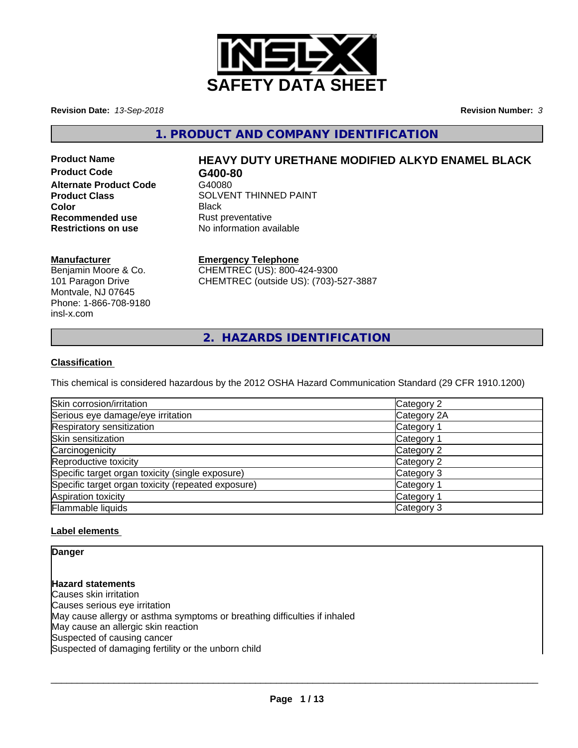# SAFETY DATA SHEET

**Revision Date:** *13-Sep-2018* **Revision Number:** *3*

## 1. PRODUCT AND COMPANY IDENTIFICATION

**Product Name** **HEAVY DUTY URETHANE MODIFIED ALKYD ENAMEL BLACK**
**Product Code** **G400-80**
**Alternate Product Code** G40080
**Product Class** SOLVENT THINNED PAINT
**Color** Black
**Recommended use** Rust preventative
**Restrictions on use** No information available

**Manufacturer**
Benjamin Moore & Co.
101 Paragon Drive
Montvale, NJ 07645
Phone: 1-866-708-9180
insl-x.com

**Emergency Telephone**
CHEMTREC (US): 800-424-9300
CHEMTREC (outside US): (703)-527-3887

## 2. HAZARDS IDENTIFICATION

### Classification

This chemical is considered hazardous by the 2012 OSHA Hazard Communication Standard (29 CFR 1910.1200)

| | |
|---|---|
| Skin corrosion/irritation | Category 2 |
| Serious eye damage/eye irritation | Category 2A |
| Respiratory sensitization | Category 1 |
| Skin sensitization | Category 1 |
| Carcinogenicity | Category 2 |
| Reproductive toxicity | Category 2 |
| Specific target organ toxicity (single exposure) | Category 3 |
| Specific target organ toxicity (repeated exposure) | Category 1 |
| Aspiration toxicity | Category 1 |
| Flammable liquids | Category 3 |

### Label elements

**Danger**

**Hazard statements**
Causes skin irritation
Causes serious eye irritation
May cause allergy or asthma symptoms or breathing difficulties if inhaled
May cause an allergic skin reaction
Suspected of causing cancer
Suspected of damaging fertility or the unborn child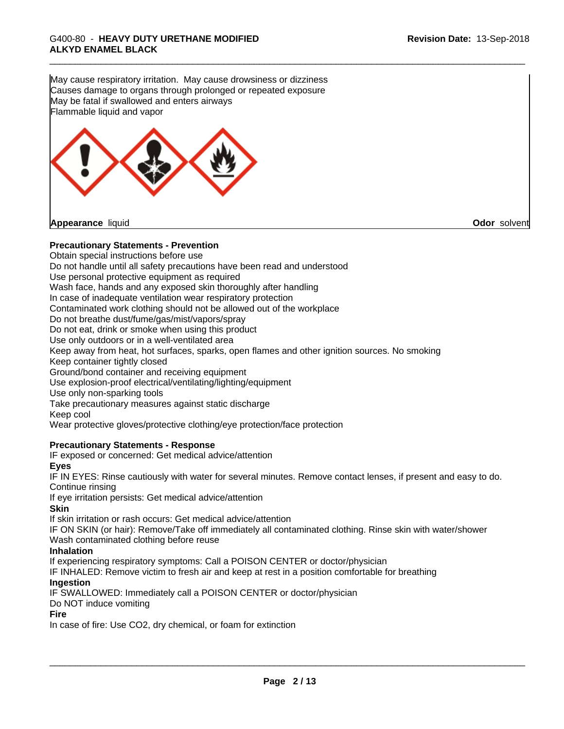May cause respiratory irritation. May cause drowsiness or dizziness
Causes damage to organs through prolonged or repeated exposure
May be fatal if swallowed and enters airways
Flammable liquid and vapor

**Appearance** liquid **Odor** solvent

**Precautionary Statements - Prevention**

Obtain special instructions before use
Do not handle until all safety precautions have been read and understood
Use personal protective equipment as required
Wash face, hands and any exposed skin thoroughly after handling
In case of inadequate ventilation wear respiratory protection
Contaminated work clothing should not be allowed out of the workplace
Do not breathe dust/fume/gas/mist/vapors/spray
Do not eat, drink or smoke when using this product
Use only outdoors or in a well-ventilated area
Keep away from heat, hot surfaces, sparks, open flames and other ignition sources. No smoking
Keep container tightly closed
Ground/bond container and receiving equipment
Use explosion-proof electrical/ventilating/lighting/equipment
Use only non-sparking tools
Take precautionary measures against static discharge
Keep cool
Wear protective gloves/protective clothing/eye protection/face protection

**Precautionary Statements - Response**

IF exposed or concerned: Get medical advice/attention

**Eyes**

IF IN EYES: Rinse cautiously with water for several minutes. Remove contact lenses, if present and easy to do. Continue rinsing
If eye irritation persists: Get medical advice/attention

**Skin**

If skin irritation or rash occurs: Get medical advice/attention
IF ON SKIN (or hair): Remove/Take off immediately all contaminated clothing. Rinse skin with water/shower
Wash contaminated clothing before reuse

**Inhalation**

If experiencing respiratory symptoms: Call a POISON CENTER or doctor/physician
IF INHALED: Remove victim to fresh air and keep at rest in a position comfortable for breathing

**Ingestion**

IF SWALLOWED: Immediately call a POISON CENTER or doctor/physician
Do NOT induce vomiting

**Fire**

In case of fire: Use CO2, dry chemical, or foam for extinction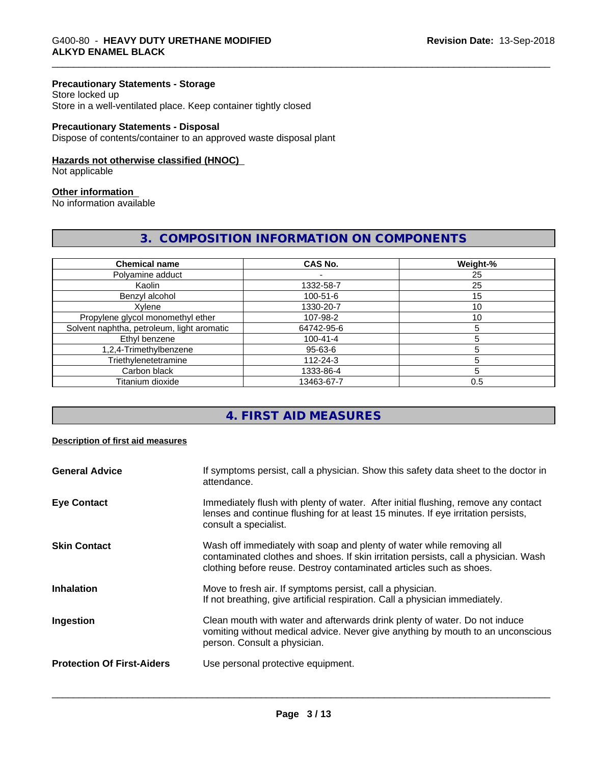**Precautionary Statements - Storage**
Store locked up
Store in a well-ventilated place. Keep container tightly closed

**Precautionary Statements - Disposal**
Dispose of contents/container to an approved waste disposal plant

**Hazards not otherwise classified (HNOC)**
Not applicable

**Other information**
No information available

## 3. COMPOSITION INFORMATION ON COMPONENTS

| Chemical name | CAS No. | Weight-% |
|---|---|---|
| Polyamine adduct | - | 25 |
| Kaolin | 1332-58-7 | 25 |
| Benzyl alcohol | 100-51-6 | 15 |
| Xylene | 1330-20-7 | 10 |
| Propylene glycol monomethyl ether | 107-98-2 | 10 |
| Solvent naphtha, petroleum, light aromatic | 64742-95-6 | 5 |
| Ethyl benzene | 100-41-4 | 5 |
| 1,2,4-Trimethylbenzene | 95-63-6 | 5 |
| Triethylenetetramine | 112-24-3 | 5 |
| Carbon black | 1333-86-4 | 5 |
| Titanium dioxide | 13463-67-7 | 0.5 |

## 4. FIRST AID MEASURES

**Description of first aid measures**

**General Advice** — If symptoms persist, call a physician. Show this safety data sheet to the doctor in attendance.

**Eye Contact** — Immediately flush with plenty of water. After initial flushing, remove any contact lenses and continue flushing for at least 15 minutes. If eye irritation persists, consult a specialist.

**Skin Contact** — Wash off immediately with soap and plenty of water while removing all contaminated clothes and shoes. If skin irritation persists, call a physician. Wash clothing before reuse. Destroy contaminated articles such as shoes.

**Inhalation** — Move to fresh air. If symptoms persist, call a physician.
If not breathing, give artificial respiration. Call a physician immediately.

**Ingestion** — Clean mouth with water and afterwards drink plenty of water. Do not induce vomiting without medical advice. Never give anything by mouth to an unconscious person. Consult a physician.

**Protection Of First-Aiders** — Use personal protective equipment.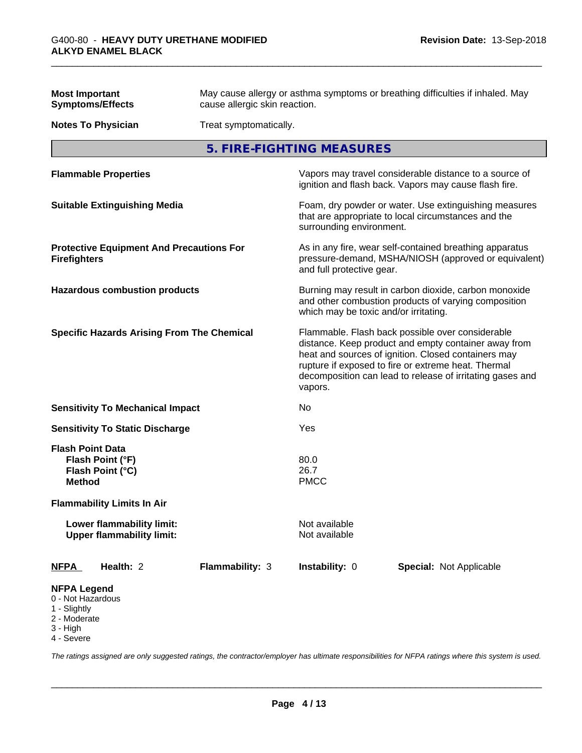| | |
|---|---|
| **Most Important Symptoms/Effects** | May cause allergy or asthma symptoms or breathing difficulties if inhaled. May cause allergic skin reaction. |
| **Notes To Physician** | Treat symptomatically. |

## 5. FIRE-FIGHTING MEASURES

| | |
|---|---|
| **Flammable Properties** | Vapors may travel considerable distance to a source of ignition and flash back. Vapors may cause flash fire. |
| **Suitable Extinguishing Media** | Foam, dry powder or water. Use extinguishing measures that are appropriate to local circumstances and the surrounding environment. |
| **Protective Equipment And Precautions For Firefighters** | As in any fire, wear self-contained breathing apparatus pressure-demand, MSHA/NIOSH (approved or equivalent) and full protective gear. |
| **Hazardous combustion products** | Burning may result in carbon dioxide, carbon monoxide and other combustion products of varying composition which may be toxic and/or irritating. |
| **Specific Hazards Arising From The Chemical** | Flammable. Flash back possible over considerable distance. Keep product and empty container away from heat and sources of ignition. Closed containers may rupture if exposed to fire or extreme heat. Thermal decomposition can lead to release of irritating gases and vapors. |
| **Sensitivity To Mechanical Impact** | No |
| **Sensitivity To Static Discharge** | Yes |
| **Flash Point Data** | |
| **Flash Point (°F)** | 80.0 |
| **Flash Point (°C)** | 26.7 |
| **Method** | PMCC |
| **Flammability Limits In Air** | |
| **Lower flammability limit:** | Not available |
| **Upper flammability limit:** | Not available |

| NFPA | Health: 2 | Flammability: 3 | Instability: 0 | Special: Not Applicable |
|---|---|---|---|---|

**NFPA Legend**
- 0 - Not Hazardous
- 1 - Slightly
- 2 - Moderate
- 3 - High
- 4 - Severe

*The ratings assigned are only suggested ratings, the contractor/employer has ultimate responsibilities for NFPA ratings where this system is used.*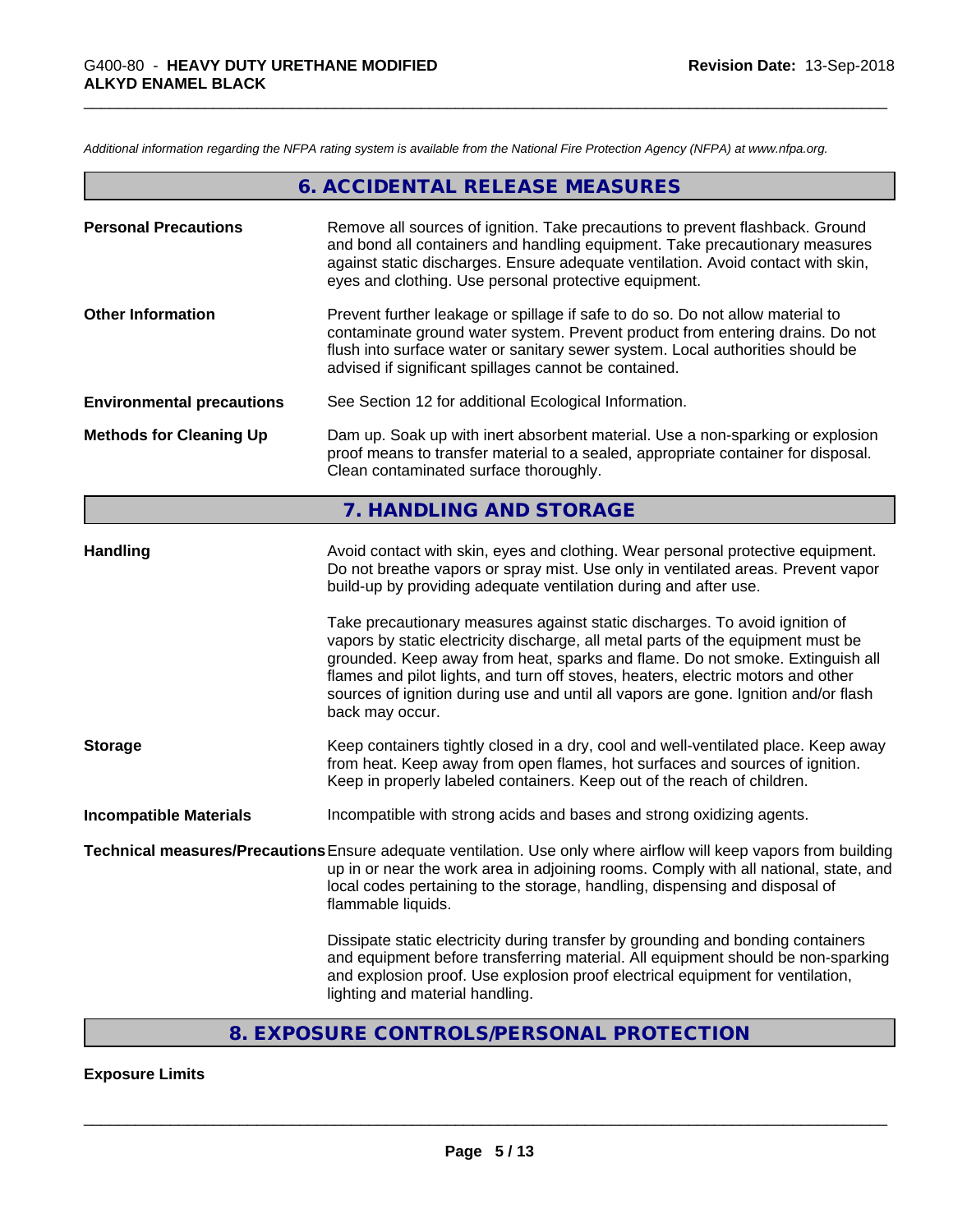*Additional information regarding the NFPA rating system is available from the National Fire Protection Agency (NFPA) at www.nfpa.org.*

## 6. ACCIDENTAL RELEASE MEASURES

**Personal Precautions**
Remove all sources of ignition. Take precautions to prevent flashback. Ground and bond all containers and handling equipment. Take precautionary measures against static discharges. Ensure adequate ventilation. Avoid contact with skin, eyes and clothing. Use personal protective equipment.

**Other Information**
Prevent further leakage or spillage if safe to do so. Do not allow material to contaminate ground water system. Prevent product from entering drains. Do not flush into surface water or sanitary sewer system. Local authorities should be advised if significant spillages cannot be contained.

**Environmental precautions**
See Section 12 for additional Ecological Information.

**Methods for Cleaning Up**
Dam up. Soak up with inert absorbent material. Use a non-sparking or explosion proof means to transfer material to a sealed, appropriate container for disposal. Clean contaminated surface thoroughly.

## 7. HANDLING AND STORAGE

**Handling**
Avoid contact with skin, eyes and clothing. Wear personal protective equipment. Do not breathe vapors or spray mist. Use only in ventilated areas. Prevent vapor build-up by providing adequate ventilation during and after use.

Take precautionary measures against static discharges. To avoid ignition of vapors by static electricity discharge, all metal parts of the equipment must be grounded. Keep away from heat, sparks and flame. Do not smoke. Extinguish all flames and pilot lights, and turn off stoves, heaters, electric motors and other sources of ignition during use and until all vapors are gone. Ignition and/or flash back may occur.

**Storage**
Keep containers tightly closed in a dry, cool and well-ventilated place. Keep away from heat. Keep away from open flames, hot surfaces and sources of ignition. Keep in properly labeled containers. Keep out of the reach of children.

**Incompatible Materials**
Incompatible with strong acids and bases and strong oxidizing agents.

**Technical measures/Precautions**
Ensure adequate ventilation. Use only where airflow will keep vapors from building up in or near the work area in adjoining rooms. Comply with all national, state, and local codes pertaining to the storage, handling, dispensing and disposal of flammable liquids.

Dissipate static electricity during transfer by grounding and bonding containers and equipment before transferring material. All equipment should be non-sparking and explosion proof. Use explosion proof electrical equipment for ventilation, lighting and material handling.

## 8. EXPOSURE CONTROLS/PERSONAL PROTECTION

**Exposure Limits**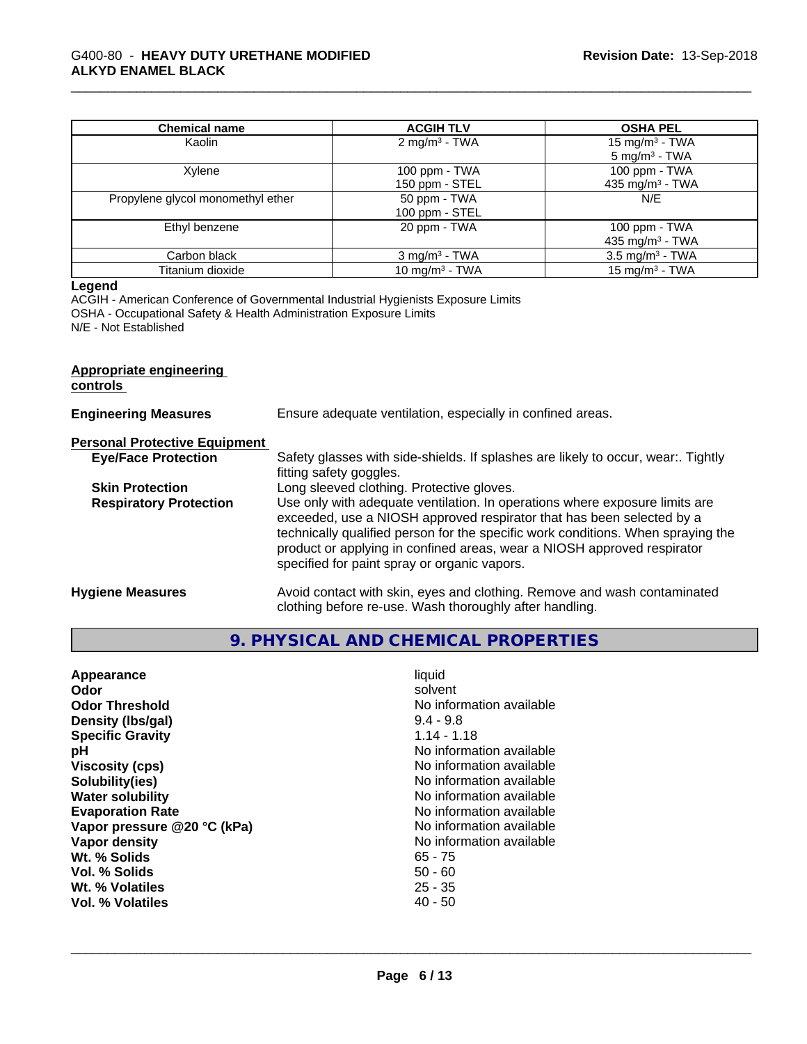| Chemical name | ACGIH TLV | OSHA PEL |
| --- | --- | --- |
| Kaolin | 2 $mg/m^3$ - TWA | 15 $mg/m^3$ - TWA<br>5 $mg/m^3$ - TWA |
| Xylene | 100 ppm - TWA<br>150 ppm - STEL | 100 ppm - TWA<br>435 $mg/m^3$ - TWA |
| Propylene glycol monomethyl ether | 50 ppm - TWA<br>100 ppm - STEL | N/E |
| Ethyl benzene | 20 ppm - TWA | 100 ppm - TWA<br>435 $mg/m^3$ - TWA |
| Carbon black | 3 $mg/m^3$ - TWA | 3.5 $mg/m^3$ - TWA |
| Titanium dioxide | 10 $mg/m^3$ - TWA | 15 $mg/m^3$ - TWA |

**Legend**

ACGIH - American Conference of Governmental Industrial Hygienists Exposure Limits
OSHA - Occupational Safety & Health Administration Exposure Limits
N/E - Not Established

**Appropriate engineering controls**

**Engineering Measures** Ensure adequate ventilation, especially in confined areas.

**Personal Protective Equipment**

**Eye/Face Protection** Safety glasses with side-shields. If splashes are likely to occur, wear:. Tightly fitting safety goggles.

**Skin Protection** Long sleeved clothing. Protective gloves.

**Respiratory Protection** Use only with adequate ventilation. In operations where exposure limits are exceeded, use a NIOSH approved respirator that has been selected by a technically qualified person for the specific work conditions. When spraying the product or applying in confined areas, wear a NIOSH approved respirator specified for paint spray or organic vapors.

**Hygiene Measures** Avoid contact with skin, eyes and clothing. Remove and wash contaminated clothing before re-use. Wash thoroughly after handling.

## 9. PHYSICAL AND CHEMICAL PROPERTIES

| | |
| --- | --- |
| **Appearance** | liquid |
| **Odor** | solvent |
| **Odor Threshold** | No information available |
| **Density (lbs/gal)** | 9.4 - 9.8 |
| **Specific Gravity** | 1.14 - 1.18 |
| **pH** | No information available |
| **Viscosity (cps)** | No information available |
| **Solubility(ies)** | No information available |
| **Water solubility** | No information available |
| **Evaporation Rate** | No information available |
| **Vapor pressure @20 °C (kPa)** | No information available |
| **Vapor density** | No information available |
| **Wt. % Solids** | 65 - 75 |
| **Vol. % Solids** | 50 - 60 |
| **Wt. % Volatiles** | 25 - 35 |
| **Vol. % Volatiles** | 40 - 50 |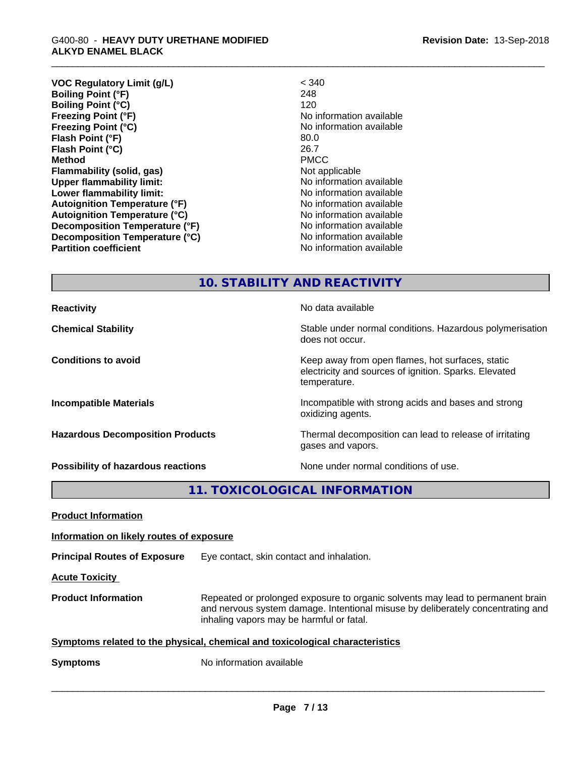| | |
|---|---|
| **VOC Regulatory Limit (g/L)** | < 340 |
| **Boiling Point (°F)** | 248 |
| **Boiling Point (°C)** | 120 |
| **Freezing Point (°F)** | No information available |
| **Freezing Point (°C)** | No information available |
| **Flash Point (°F)** | 80.0 |
| **Flash Point (°C)** | 26.7 |
| **Method** | PMCC |
| **Flammability (solid, gas)** | Not applicable |
| **Upper flammability limit:** | No information available |
| **Lower flammability limit:** | No information available |
| **Autoignition Temperature (°F)** | No information available |
| **Autoignition Temperature (°C)** | No information available |
| **Decomposition Temperature (°F)** | No information available |
| **Decomposition Temperature (°C)** | No information available |
| **Partition coefficient** | No information available |

## 10. STABILITY AND REACTIVITY

| | |
|---|---|
| **Reactivity** | No data available |
| **Chemical Stability** | Stable under normal conditions. Hazardous polymerisation does not occur. |
| **Conditions to avoid** | Keep away from open flames, hot surfaces, static electricity and sources of ignition. Sparks. Elevated temperature. |
| **Incompatible Materials** | Incompatible with strong acids and bases and strong oxidizing agents. |
| **Hazardous Decomposition Products** | Thermal decomposition can lead to release of irritating gases and vapors. |
| **Possibility of hazardous reactions** | None under normal conditions of use. |

## 11. TOXICOLOGICAL INFORMATION

**Product Information**

**Information on likely routes of exposure**

**Principal Routes of Exposure** Eye contact, skin contact and inhalation.

**Acute Toxicity**

**Product Information** Repeated or prolonged exposure to organic solvents may lead to permanent brain and nervous system damage. Intentional misuse by deliberately concentrating and inhaling vapors may be harmful or fatal.

**Symptoms related to the physical, chemical and toxicological characteristics**

**Symptoms** No information available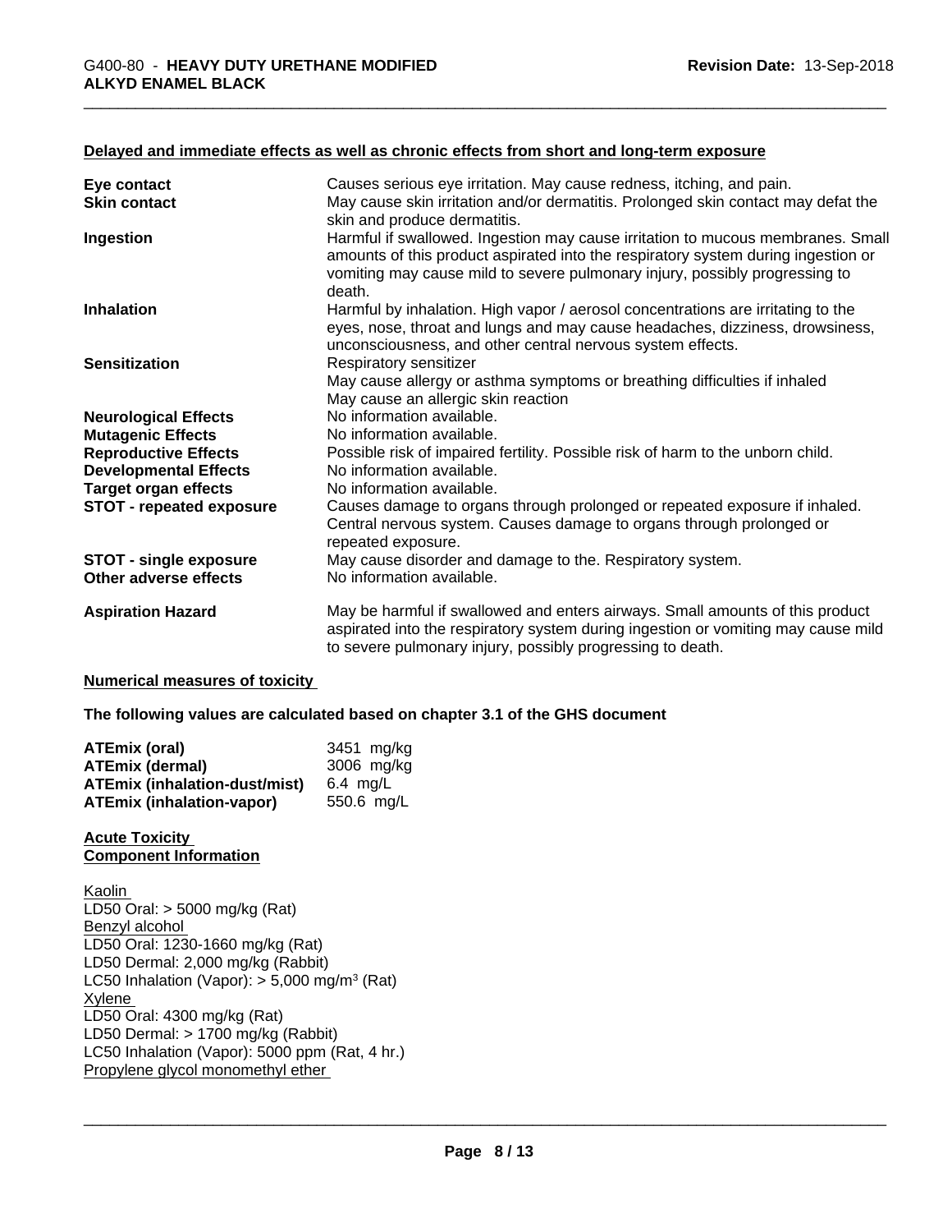### Delayed and immediate effects as well as chronic effects from short and long-term exposure

| | |
|---|---|
| **Eye contact** | Causes serious eye irritation. May cause redness, itching, and pain. |
| **Skin contact** | May cause skin irritation and/or dermatitis. Prolonged skin contact may defat the skin and produce dermatitis. |
| **Ingestion** | Harmful if swallowed. Ingestion may cause irritation to mucous membranes. Small amounts of this product aspirated into the respiratory system during ingestion or vomiting may cause mild to severe pulmonary injury, possibly progressing to death. |
| **Inhalation** | Harmful by inhalation. High vapor / aerosol concentrations are irritating to the eyes, nose, throat and lungs and may cause headaches, dizziness, drowsiness, unconsciousness, and other central nervous system effects. |
| **Sensitization** | Respiratory sensitizer<br>May cause allergy or asthma symptoms or breathing difficulties if inhaled<br>May cause an allergic skin reaction |
| **Neurological Effects** | No information available. |
| **Mutagenic Effects** | No information available. |
| **Reproductive Effects** | Possible risk of impaired fertility. Possible risk of harm to the unborn child. |
| **Developmental Effects** | No information available. |
| **Target organ effects** | No information available. |
| **STOT - repeated exposure** | Causes damage to organs through prolonged or repeated exposure if inhaled. Central nervous system. Causes damage to organs through prolonged or repeated exposure. |
| **STOT - single exposure** | May cause disorder and damage to the. Respiratory system. |
| **Other adverse effects** | No information available. |
| **Aspiration Hazard** | May be harmful if swallowed and enters airways. Small amounts of this product aspirated into the respiratory system during ingestion or vomiting may cause mild to severe pulmonary injury, possibly progressing to death. |

### Numerical measures of toxicity

**The following values are calculated based on chapter 3.1 of the GHS document**

| | |
|---|---|
| **ATEmix (oral)** | 3451 mg/kg |
| **ATEmix (dermal)** | 3006 mg/kg |
| **ATEmix (inhalation-dust/mist)** | 6.4 mg/L |
| **ATEmix (inhalation-vapor)** | 550.6 mg/L |

### Acute Toxicity
### Component Information

Kaolin
LD50 Oral: > 5000 mg/kg (Rat)

Benzyl alcohol
LD50 Oral: 1230-1660 mg/kg (Rat)
LD50 Dermal: 2,000 mg/kg (Rabbit)
LC50 Inhalation (Vapor): > 5,000 mg/m$^3$ (Rat)

Xylene
LD50 Oral: 4300 mg/kg (Rat)
LD50 Dermal: > 1700 mg/kg (Rabbit)
LC50 Inhalation (Vapor): 5000 ppm (Rat, 4 hr.)

Propylene glycol monomethyl ether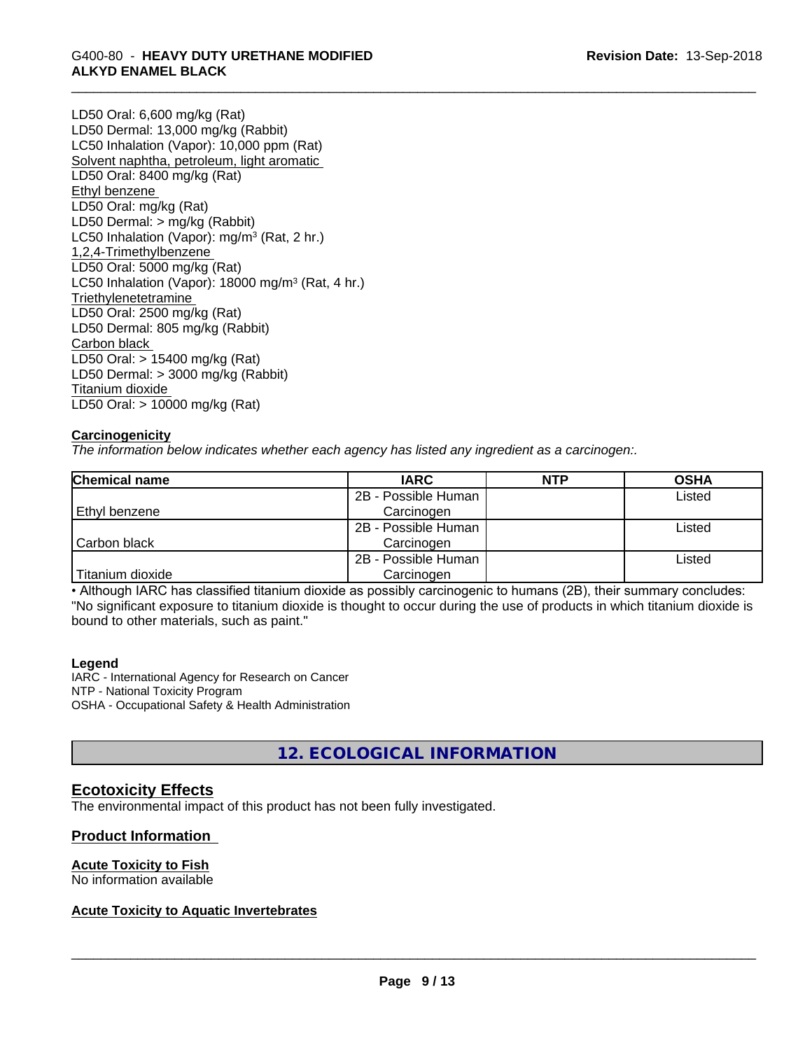LD50 Oral: 6,600 mg/kg (Rat)
LD50 Dermal: 13,000 mg/kg (Rabbit)
LC50 Inhalation (Vapor): 10,000 ppm (Rat)
Solvent naphtha, petroleum, light aromatic
LD50 Oral: 8400 mg/kg (Rat)
Ethyl benzene
LD50 Oral: mg/kg (Rat)
LD50 Dermal: > mg/kg (Rabbit)
LC50 Inhalation (Vapor): mg/m³ (Rat, 2 hr.)
1,2,4-Trimethylbenzene
LD50 Oral: 5000 mg/kg (Rat)
LC50 Inhalation (Vapor): 18000 mg/m³ (Rat, 4 hr.)
Triethylenetetramine
LD50 Oral: 2500 mg/kg (Rat)
LD50 Dermal: 805 mg/kg (Rabbit)
Carbon black
LD50 Oral: > 15400 mg/kg (Rat)
LD50 Dermal: > 3000 mg/kg (Rabbit)
Titanium dioxide
LD50 Oral: > 10000 mg/kg (Rat)

**Carcinogenicity**

*The information below indicates whether each agency has listed any ingredient as a carcinogen:.*

| Chemical name | IARC | NTP | OSHA |
|---|---|---|---|
| Ethyl benzene | 2B - Possible Human Carcinogen | | Listed |
| Carbon black | 2B - Possible Human Carcinogen | | Listed |
| Titanium dioxide | 2B - Possible Human Carcinogen | | Listed |

• Although IARC has classified titanium dioxide as possibly carcinogenic to humans (2B), their summary concludes: "No significant exposure to titanium dioxide is thought to occur during the use of products in which titanium dioxide is bound to other materials, such as paint."

**Legend**

IARC - International Agency for Research on Cancer
NTP - National Toxicity Program
OSHA - Occupational Safety & Health Administration

# 12. ECOLOGICAL INFORMATION

## Ecotoxicity Effects

The environmental impact of this product has not been fully investigated.

## Product Information

**Acute Toxicity to Fish**

No information available

**Acute Toxicity to Aquatic Invertebrates**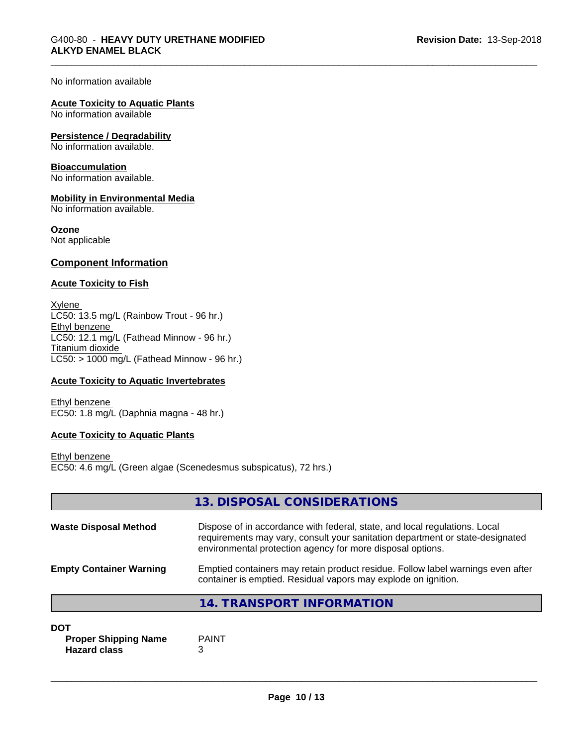No information available

**Acute Toxicity to Aquatic Plants**
No information available

**Persistence / Degradability**
No information available.

**Bioaccumulation**
No information available.

**Mobility in Environmental Media**
No information available.

**Ozone**
Not applicable

## Component Information

### Acute Toxicity to Fish

Xylene
LC50: 13.5 mg/L (Rainbow Trout - 96 hr.)
Ethyl benzene
LC50: 12.1 mg/L (Fathead Minnow - 96 hr.)
Titanium dioxide
LC50: > 1000 mg/L (Fathead Minnow - 96 hr.)

### Acute Toxicity to Aquatic Invertebrates

Ethyl benzene
EC50: 1.8 mg/L (Daphnia magna - 48 hr.)

### Acute Toxicity to Aquatic Plants

Ethyl benzene
EC50: 4.6 mg/L (Green algae (Scenedesmus subspicatus), 72 hrs.)

## 13. DISPOSAL CONSIDERATIONS

**Waste Disposal Method** Dispose of in accordance with federal, state, and local regulations. Local requirements may vary, consult your sanitation department or state-designated environmental protection agency for more disposal options.

**Empty Container Warning** Emptied containers may retain product residue. Follow label warnings even after container is emptied. Residual vapors may explode on ignition.

## 14. TRANSPORT INFORMATION

**DOT**
**Proper Shipping Name** PAINT
**Hazard class** 3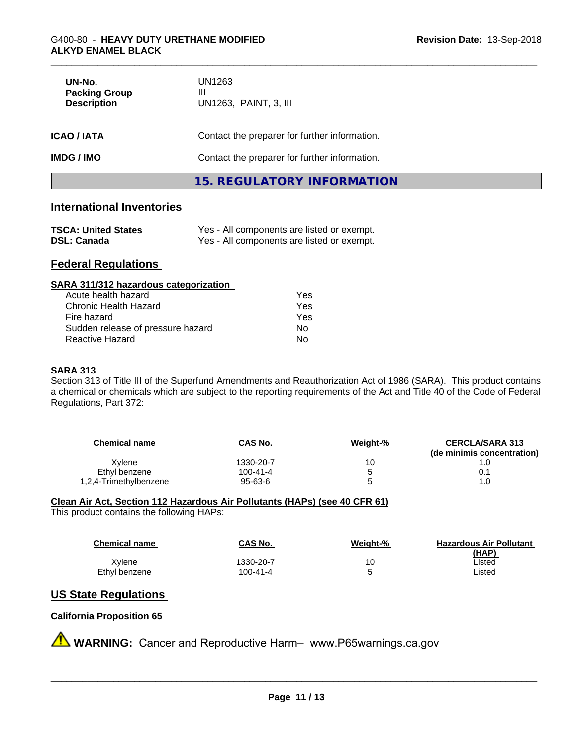| | |
|---|---|
| **UN-No.** | UN1263 |
| **Packing Group** | III |
| **Description** | UN1263, PAINT, 3, III |

**ICAO / IATA** Contact the preparer for further information.

**IMDG / IMO** Contact the preparer for further information.

## 15. REGULATORY INFORMATION

### International Inventories

| | |
|---|---|
| **TSCA: United States** | Yes - All components are listed or exempt. |
| **DSL: Canada** | Yes - All components are listed or exempt. |

### Federal Regulations

**SARA 311/312 hazardous categorization**

| | |
|---|---|
| Acute health hazard | Yes |
| Chronic Health Hazard | Yes |
| Fire hazard | Yes |
| Sudden release of pressure hazard | No |
| Reactive Hazard | No |

**SARA 313**

Section 313 of Title III of the Superfund Amendments and Reauthorization Act of 1986 (SARA). This product contains a chemical or chemicals which are subject to the reporting requirements of the Act and Title 40 of the Code of Federal Regulations, Part 372:

| Chemical name | CAS No. | Weight-% | CERCLA/SARA 313 (de minimis concentration) |
|---|---|---|---|
| Xylene | 1330-20-7 | 10 | 1.0 |
| Ethyl benzene | 100-41-4 | 5 | 0.1 |
| 1,2,4-Trimethylbenzene | 95-63-6 | 5 | 1.0 |

**Clean Air Act, Section 112 Hazardous Air Pollutants (HAPs) (see 40 CFR 61)**

This product contains the following HAPs:

| Chemical name | CAS No. | Weight-% | Hazardous Air Pollutant (HAP) |
|---|---|---|---|
| Xylene | 1330-20-7 | 10 | Listed |
| Ethyl benzene | 100-41-4 | 5 | Listed |

### US State Regulations

**California Proposition 65**

⚠ **WARNING:** Cancer and Reproductive Harm– www.P65warnings.ca.gov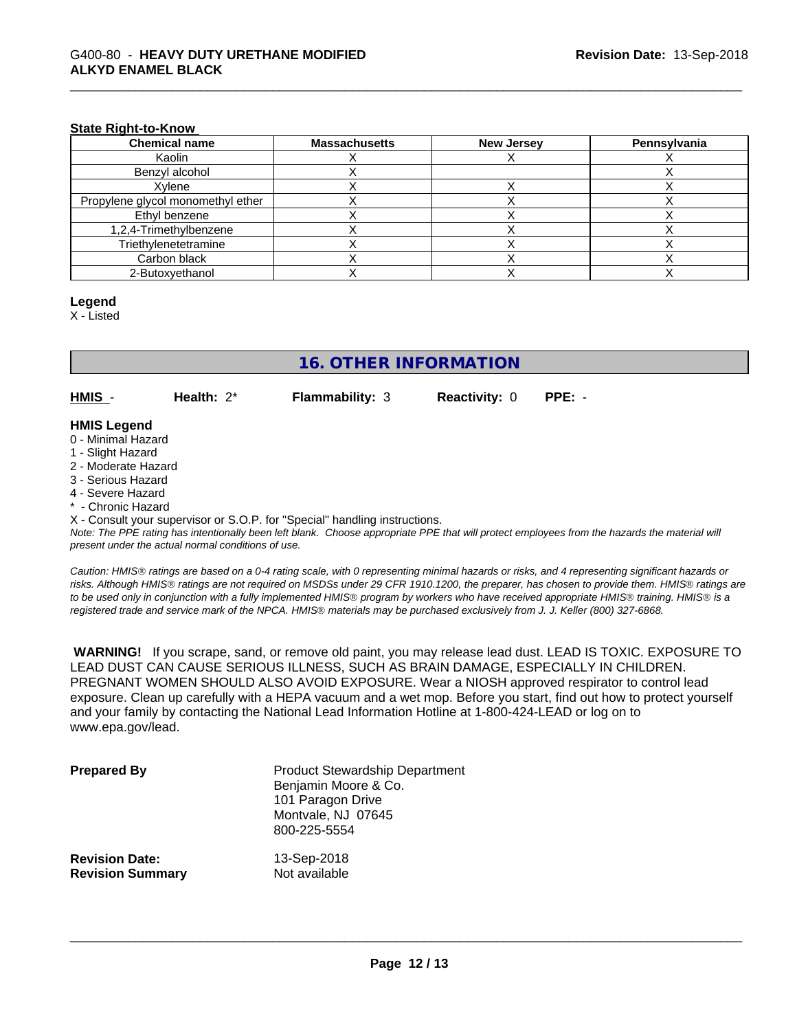#### State Right-to-Know

| Chemical name | Massachusetts | New Jersey | Pennsylvania |
|---|---|---|---|
| Kaolin | X | X | X |
| Benzyl alcohol | X | | X |
| Xylene | X | X | X |
| Propylene glycol monomethyl ether | X | X | X |
| Ethyl benzene | X | X | X |
| 1,2,4-Trimethylbenzene | X | X | X |
| Triethylenetetramine | X | X | X |
| Carbon black | X | X | X |
| 2-Butoxyethanol | X | X | X |

**Legend**

X - Listed

## 16. OTHER INFORMATION

**HMIS** - **Health:** 2* **Flammability:** 3 **Reactivity:** 0 **PPE:** -

**HMIS Legend**

0 - Minimal Hazard
1 - Slight Hazard
2 - Moderate Hazard
3 - Serious Hazard
4 - Severe Hazard
* - Chronic Hazard
X - Consult your supervisor or S.O.P. for "Special" handling instructions.

*Note: The PPE rating has intentionally been left blank. Choose appropriate PPE that will protect employees from the hazards the material will present under the actual normal conditions of use.*

*Caution: HMIS® ratings are based on a 0-4 rating scale, with 0 representing minimal hazards or risks, and 4 representing significant hazards or risks. Although HMIS® ratings are not required on MSDSs under 29 CFR 1910.1200, the preparer, has chosen to provide them. HMIS® ratings are to be used only in conjunction with a fully implemented HMIS® program by workers who have received appropriate HMIS® training. HMIS® is a registered trade and service mark of the NPCA. HMIS® materials may be purchased exclusively from J. J. Keller (800) 327-6868.*

**WARNING!** If you scrape, sand, or remove old paint, you may release lead dust. LEAD IS TOXIC. EXPOSURE TO LEAD DUST CAN CAUSE SERIOUS ILLNESS, SUCH AS BRAIN DAMAGE, ESPECIALLY IN CHILDREN. PREGNANT WOMEN SHOULD ALSO AVOID EXPOSURE. Wear a NIOSH approved respirator to control lead exposure. Clean up carefully with a HEPA vacuum and a wet mop. Before you start, find out how to protect yourself and your family by contacting the National Lead Information Hotline at 1-800-424-LEAD or log on to www.epa.gov/lead.

**Prepared By**
Product Stewardship Department
Benjamin Moore & Co.
101 Paragon Drive
Montvale, NJ 07645
800-225-5554

**Revision Date:** 13-Sep-2018
**Revision Summary** Not available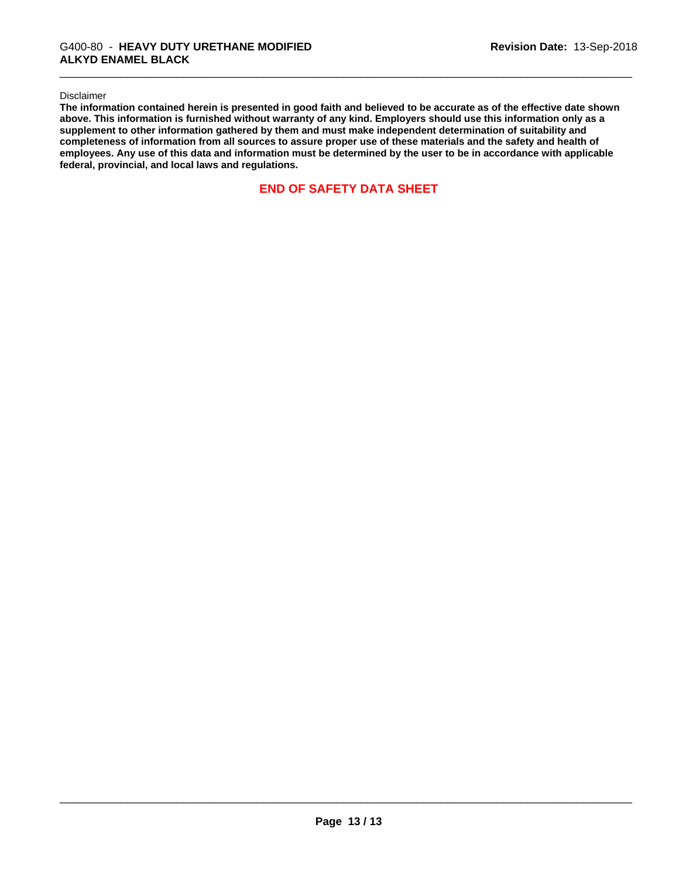Disclaimer

**The information contained herein is presented in good faith and believed to be accurate as of the effective date shown above. This information is furnished without warranty of any kind. Employers should use this information only as a supplement to other information gathered by them and must make independent determination of suitability and completeness of information from all sources to assure proper use of these materials and the safety and health of employees. Any use of this data and information must be determined by the user to be in accordance with applicable federal, provincial, and local laws and regulations.**

**END OF SAFETY DATA SHEET**